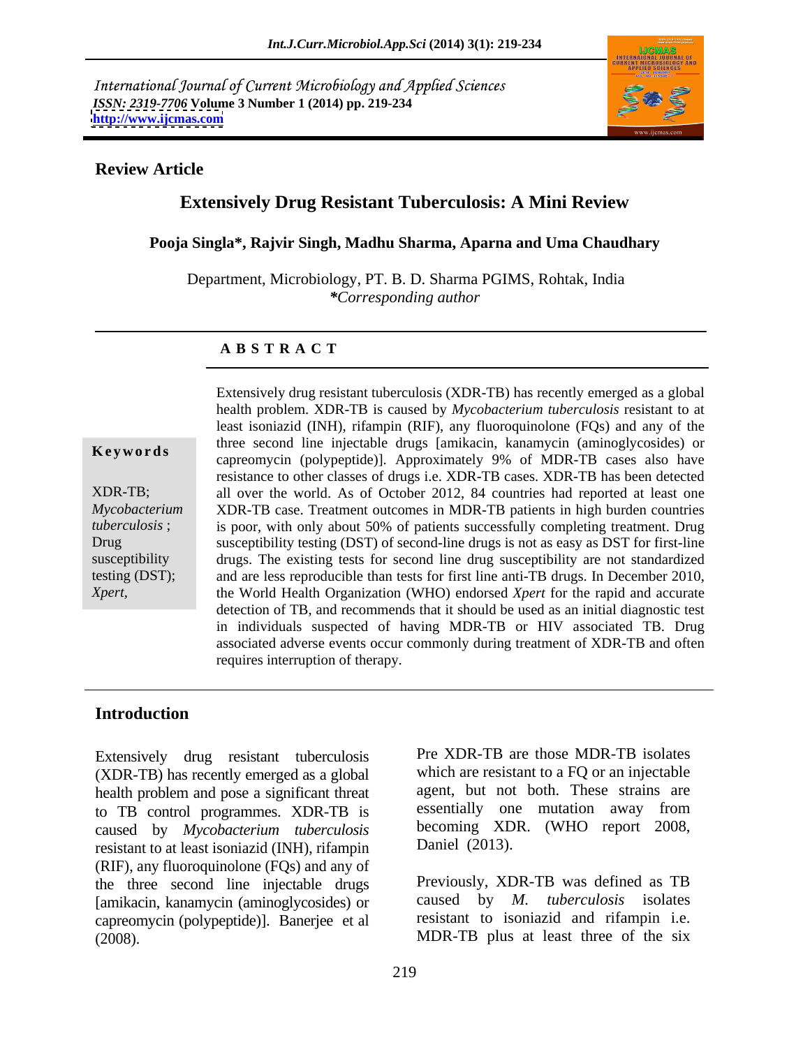International Journal of Current Microbiology and Applied Sciences
*ISSN: 2319-7706* **Volume 3 Number 1 (2014) pp. 219-234**
**http://www.ijcmas.com**

**Review Article**

# Extensively Drug Resistant Tuberculosis: A Mini Review

**Pooja Singla*, Rajvir Singh, Madhu Sharma, Aparna and Uma Chaudhary**

Department, Microbiology, PT. B. D. Sharma PGIMS, Rohtak, India
***Corresponding author**

## A B S T R A C T

**Keywords**

XDR-TB; *Mycobacterium tuberculosis* ; Drug susceptibility testing (DST); *Xpert*,

Extensively drug resistant tuberculosis (XDR-TB) has recently emerged as a global health problem. XDR-TB is caused by *Mycobacterium tuberculosis* resistant to at least isoniazid (INH), rifampin (RIF), any fluoroquinolone (FQs) and any of the three second line injectable drugs [amikacin, kanamycin (aminoglycosides) or capreomycin (polypeptide)]. Approximately 9% of MDR-TB cases also have resistance to other classes of drugs i.e. XDR-TB cases. XDR-TB has been detected all over the world. As of October 2012, 84 countries had reported at least one XDR-TB case. Treatment outcomes in MDR-TB patients in high burden countries is poor, with only about 50% of patients successfully completing treatment. Drug susceptibility testing (DST) of second-line drugs is not as easy as DST for first-line drugs. The existing tests for second line drug susceptibility are not standardized and are less reproducible than tests for first line anti-TB drugs. In December 2010, the World Health Organization (WHO) endorsed *Xpert* for the rapid and accurate detection of TB, and recommends that it should be used as an initial diagnostic test in individuals suspected of having MDR-TB or HIV associated TB. Drug associated adverse events occur commonly during treatment of XDR-TB and often requires interruption of therapy.

## Introduction

Extensively drug resistant tuberculosis (XDR-TB) has recently emerged as a global health problem and pose a significant threat to TB control programmes. XDR-TB is caused by *Mycobacterium tuberculosis* resistant to at least isoniazid (INH), rifampin (RIF), any fluoroquinolone (FQs) and any of the three second line injectable drugs [amikacin, kanamycin (aminoglycosides) or capreomycin (polypeptide)]. Banerjee et al (2008).

Pre XDR-TB are those MDR-TB isolates which are resistant to a FQ or an injectable agent, but not both. These strains are essentially one mutation away from becoming XDR. (WHO report 2008, Daniel (2013).

Previously, XDR-TB was defined as TB caused by *M. tuberculosis* isolates resistant to isoniazid and rifampin i.e. MDR-TB plus at least three of the six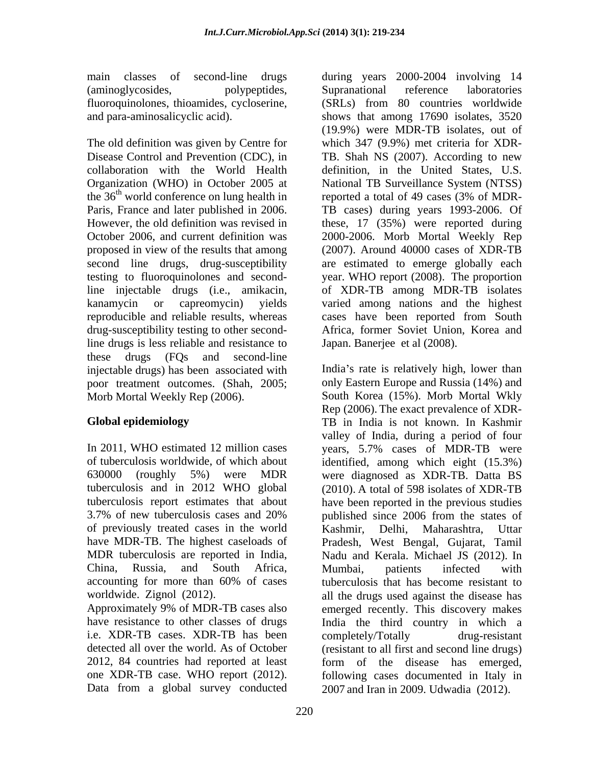main classes of second-line drugs (aminoglycosides, polypeptides, fluoroquinolones, thioamides, cycloserine, and para-aminosalicyclic acid).

The old definition was given by Centre for Disease Control and Prevention (CDC), in collaboration with the World Health Organization (WHO) in October 2005 at the 36$^{th}$ world conference on lung health in Paris, France and later published in 2006. However, the old definition was revised in October 2006, and current definition was proposed in view of the results that among second line drugs, drug-susceptibility testing to fluoroquinolones and second-line injectable drugs (i.e., amikacin, kanamycin or capreomycin) yields reproducible and reliable results, whereas drug-susceptibility testing to other second-line drugs is less reliable and resistance to these drugs (FQs and second-line injectable drugs) has been associated with poor treatment outcomes. (Shah, 2005; Morb Mortal Weekly Rep (2006).

## Global epidemiology

In 2011, WHO estimated 12 million cases of tuberculosis worldwide, of which about 630000 (roughly 5%) were MDR tuberculosis and in 2012 WHO global tuberculosis report estimates that about 3.7% of new tuberculosis cases and 20% of previously treated cases in the world have MDR-TB. The highest caseloads of MDR tuberculosis are reported in India, China, Russia, and South Africa, accounting for more than 60% of cases worldwide. Zignol (2012).

Approximately 9% of MDR-TB cases also have resistance to other classes of drugs i.e. XDR-TB cases. XDR-TB has been detected all over the world. As of October 2012, 84 countries had reported at least one XDR-TB case. WHO report (2012). Data from a global survey conducted during years 2000-2004 involving 14 Supranational reference laboratories (SRLs) from 80 countries worldwide shows that among 17690 isolates, 3520 (19.9%) were MDR-TB isolates, out of which 347 (9.9%) met criteria for XDR-TB. Shah NS (2007). According to new definition, in the United States, U.S. National TB Surveillance System (NTSS) reported a total of 49 cases (3% of MDR-TB cases) during years 1993-2006. Of these, 17 (35%) were reported during 2000-2006. Morb Mortal Weekly Rep (2007). Around 40000 cases of XDR-TB are estimated to emerge globally each year. WHO report (2008). The proportion of XDR-TB among MDR-TB isolates varied among nations and the highest cases have been reported from South Africa, former Soviet Union, Korea and Japan. Banerjee et al (2008).

India's rate is relatively high, lower than only Eastern Europe and Russia (14%) and South Korea (15%). Morb Mortal Wkly Rep (2006). The exact prevalence of XDR-TB in India is not known. In Kashmir valley of India, during a period of four years, 5.7% cases of MDR-TB were identified, among which eight (15.3%) were diagnosed as XDR-TB. Datta BS (2010). A total of 598 isolates of XDR-TB have been reported in the previous studies published since 2006 from the states of Kashmir, Delhi, Maharashtra, Uttar Pradesh, West Bengal, Gujarat, Tamil Nadu and Kerala. Michael JS (2012). In Mumbai, patients infected with tuberculosis that has become resistant to all the drugs used against the disease has emerged recently. This discovery makes India the third country in which a completely/Totally drug-resistant (resistant to all first and second line drugs) form of the disease has emerged, following cases documented in Italy in 2007 and Iran in 2009. Udwadia (2012).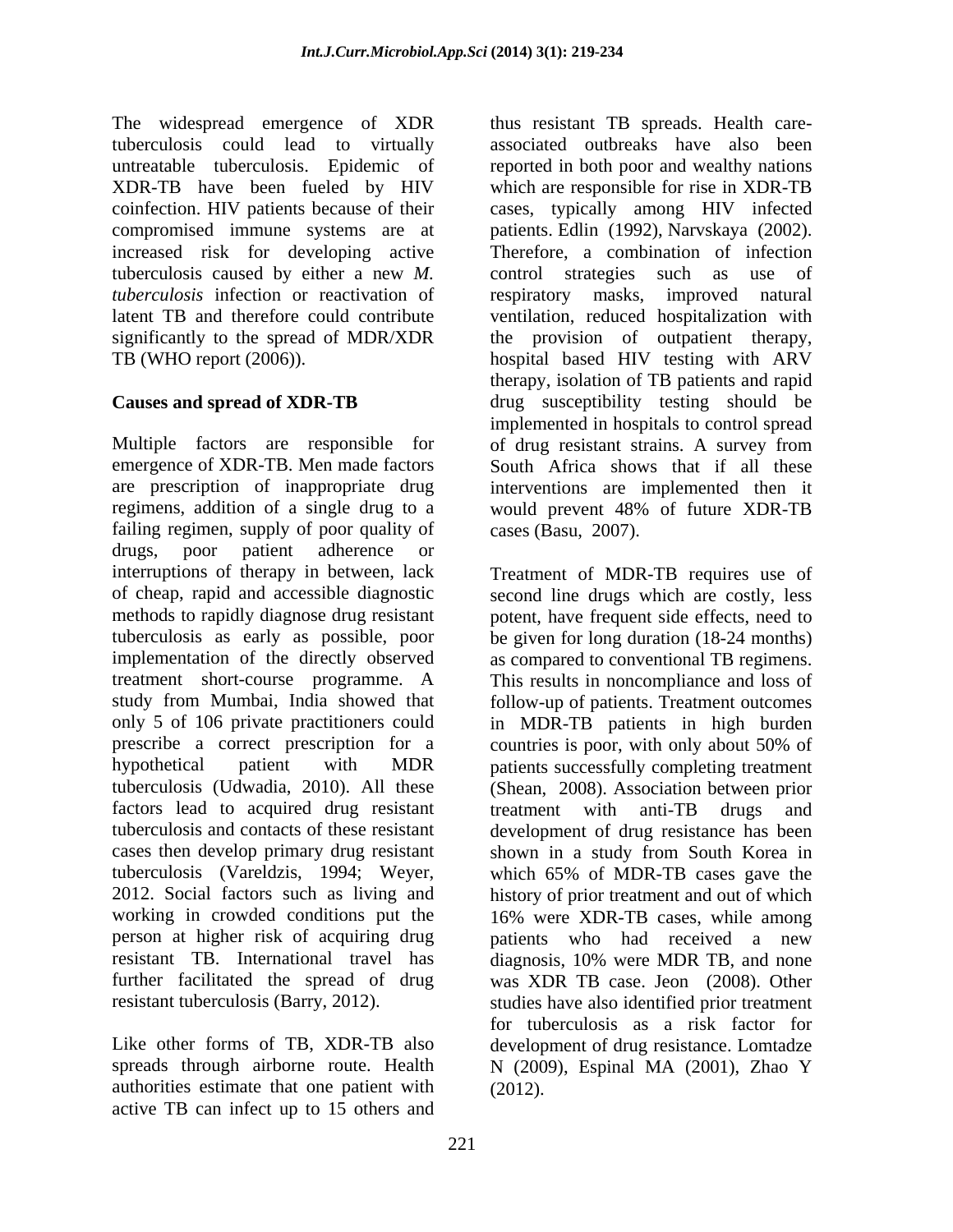The widespread emergence of XDR tuberculosis could lead to virtually untreatable tuberculosis. Epidemic of XDR-TB have been fueled by HIV coinfection. HIV patients because of their compromised immune systems are at increased risk for developing active tuberculosis caused by either a new *M. tuberculosis* infection or reactivation of latent TB and therefore could contribute significantly to the spread of MDR/XDR TB (WHO report (2006)).

## Causes and spread of XDR-TB

Multiple factors are responsible for emergence of XDR-TB. Men made factors are prescription of inappropriate drug regimens, addition of a single drug to a failing regimen, supply of poor quality of drugs, poor patient adherence or interruptions of therapy in between, lack of cheap, rapid and accessible diagnostic methods to rapidly diagnose drug resistant tuberculosis as early as possible, poor implementation of the directly observed treatment short-course programme. A study from Mumbai, India showed that only 5 of 106 private practitioners could prescribe a correct prescription for a hypothetical patient with MDR tuberculosis (Udwadia, 2010). All these factors lead to acquired drug resistant tuberculosis and contacts of these resistant cases then develop primary drug resistant tuberculosis (Vareldzis, 1994; Weyer, 2012. Social factors such as living and working in crowded conditions put the person at higher risk of acquiring drug resistant TB. International travel has further facilitated the spread of drug resistant tuberculosis (Barry, 2012).

Like other forms of TB, XDR-TB also spreads through airborne route. Health authorities estimate that one patient with active TB can infect up to 15 others and thus resistant TB spreads. Health care-associated outbreaks have also been reported in both poor and wealthy nations which are responsible for rise in XDR-TB cases, typically among HIV infected patients. Edlin (1992), Narvskaya (2002). Therefore, a combination of infection control strategies such as use of respiratory masks, improved natural ventilation, reduced hospitalization with the provision of outpatient therapy, hospital based HIV testing with ARV therapy, isolation of TB patients and rapid drug susceptibility testing should be implemented in hospitals to control spread of drug resistant strains. A survey from South Africa shows that if all these interventions are implemented then it would prevent 48% of future XDR-TB cases (Basu, 2007).

Treatment of MDR-TB requires use of second line drugs which are costly, less potent, have frequent side effects, need to be given for long duration (18-24 months) as compared to conventional TB regimens. This results in noncompliance and loss of follow-up of patients. Treatment outcomes in MDR-TB patients in high burden countries is poor, with only about 50% of patients successfully completing treatment (Shean, 2008). Association between prior treatment with anti-TB drugs and development of drug resistance has been shown in a study from South Korea in which 65% of MDR-TB cases gave the history of prior treatment and out of which 16% were XDR-TB cases, while among patients who had received a new diagnosis, 10% were MDR TB, and none was XDR TB case. Jeon (2008). Other studies have also identified prior treatment for tuberculosis as a risk factor for development of drug resistance. Lomtadze N (2009), Espinal MA (2001), Zhao Y (2012).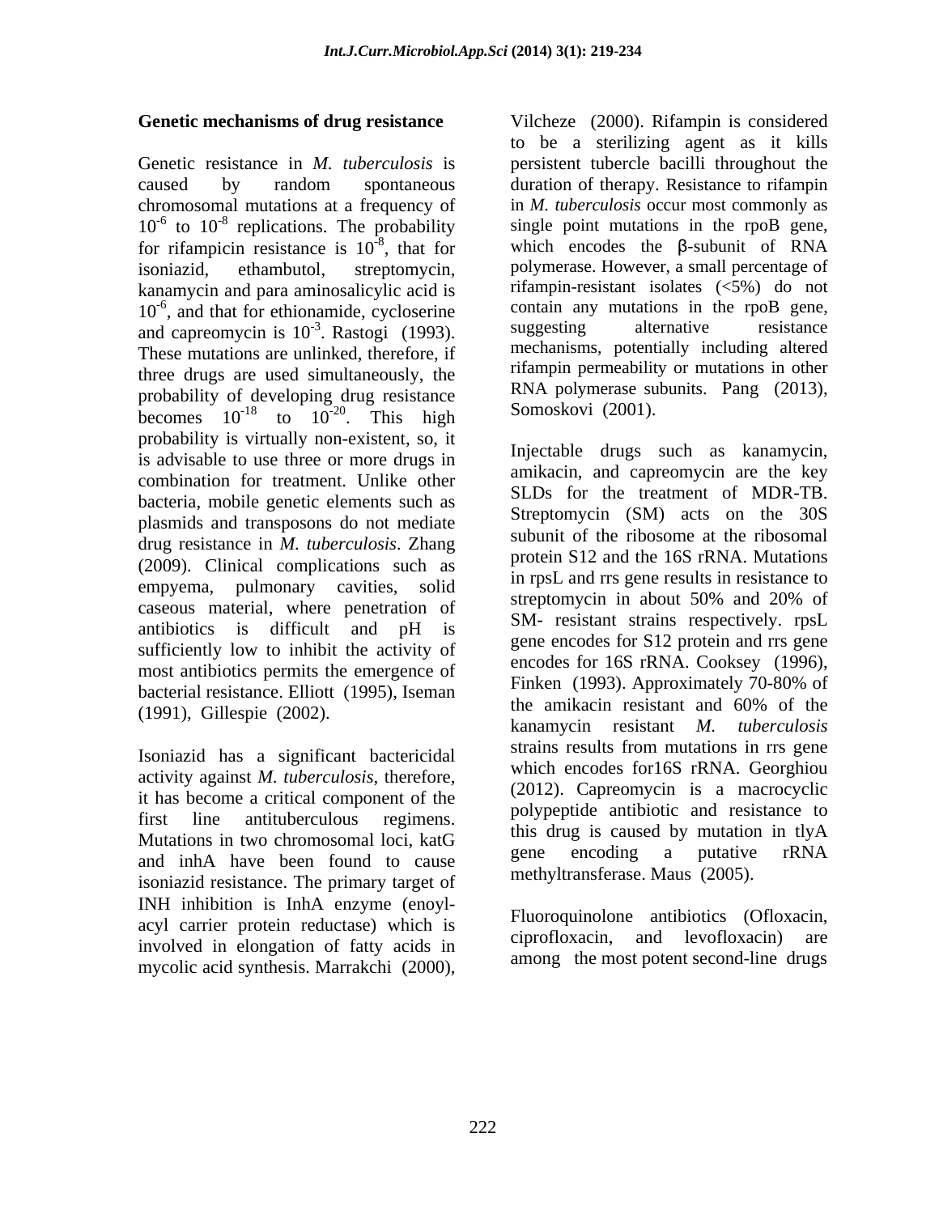## Genetic mechanisms of drug resistance

Genetic resistance in *M. tuberculosis* is caused by random spontaneous chromosomal mutations at a frequency of $10^{-6}$ to $10^{-8}$ replications. The probability for rifampicin resistance is $10^{-8}$, that for isoniazid, ethambutol, streptomycin, kanamycin and para aminosalicylic acid is $10^{-6}$, and that for ethionamide, cycloserine and capreomycin is $10^{-3}$. Rastogi (1993). These mutations are unlinked, therefore, if three drugs are used simultaneously, the probability of developing drug resistance becomes $10^{-18}$ to $10^{-20}$. This high probability is virtually non-existent, so, it is advisable to use three or more drugs in combination for treatment. Unlike other bacteria, mobile genetic elements such as plasmids and transposons do not mediate drug resistance in *M. tuberculosis*. Zhang (2009). Clinical complications such as empyema, pulmonary cavities, solid caseous material, where penetration of antibiotics is difficult and pH is sufficiently low to inhibit the activity of most antibiotics permits the emergence of bacterial resistance. Elliott (1995), Iseman (1991), Gillespie (2002).

Isoniazid has a significant bactericidal activity against *M. tuberculosis*, therefore, it has become a critical component of the first line antituberculous regimens. Mutations in two chromosomal loci, katG and inhA have been found to cause isoniazid resistance. The primary target of INH inhibition is InhA enzyme (enoyl-acyl carrier protein reductase) which is involved in elongation of fatty acids in mycolic acid synthesis. Marrakchi (2000), Vilcheze (2000). Rifampin is considered to be a sterilizing agent as it kills persistent tubercle bacilli throughout the duration of therapy. Resistance to rifampin in *M. tuberculosis* occur most commonly as single point mutations in the rpoB gene, which encodes the β-subunit of RNA polymerase. However, a small percentage of rifampin-resistant isolates (<5%) do not contain any mutations in the rpoB gene, suggesting alternative resistance mechanisms, potentially including altered rifampin permeability or mutations in other RNA polymerase subunits. Pang (2013), Somoskovi (2001).

Injectable drugs such as kanamycin, amikacin, and capreomycin are the key SLDs for the treatment of MDR-TB. Streptomycin (SM) acts on the 30S subunit of the ribosome at the ribosomal protein S12 and the 16S rRNA. Mutations in rpsL and rrs gene results in resistance to streptomycin in about 50% and 20% of SM- resistant strains respectively. rpsL gene encodes for S12 protein and rrs gene encodes for 16S rRNA. Cooksey (1996), Finken (1993). Approximately 70-80% of the amikacin resistant and 60% of the kanamycin resistant *M. tuberculosis* strains results from mutations in rrs gene which encodes for16S rRNA. Georghiou (2012). Capreomycin is a macrocyclic polypeptide antibiotic and resistance to this drug is caused by mutation in tlyA gene encoding a putative rRNA methyltransferase. Maus (2005).

Fluoroquinolone antibiotics (Ofloxacin, ciprofloxacin, and levofloxacin) are among the most potent second-line drugs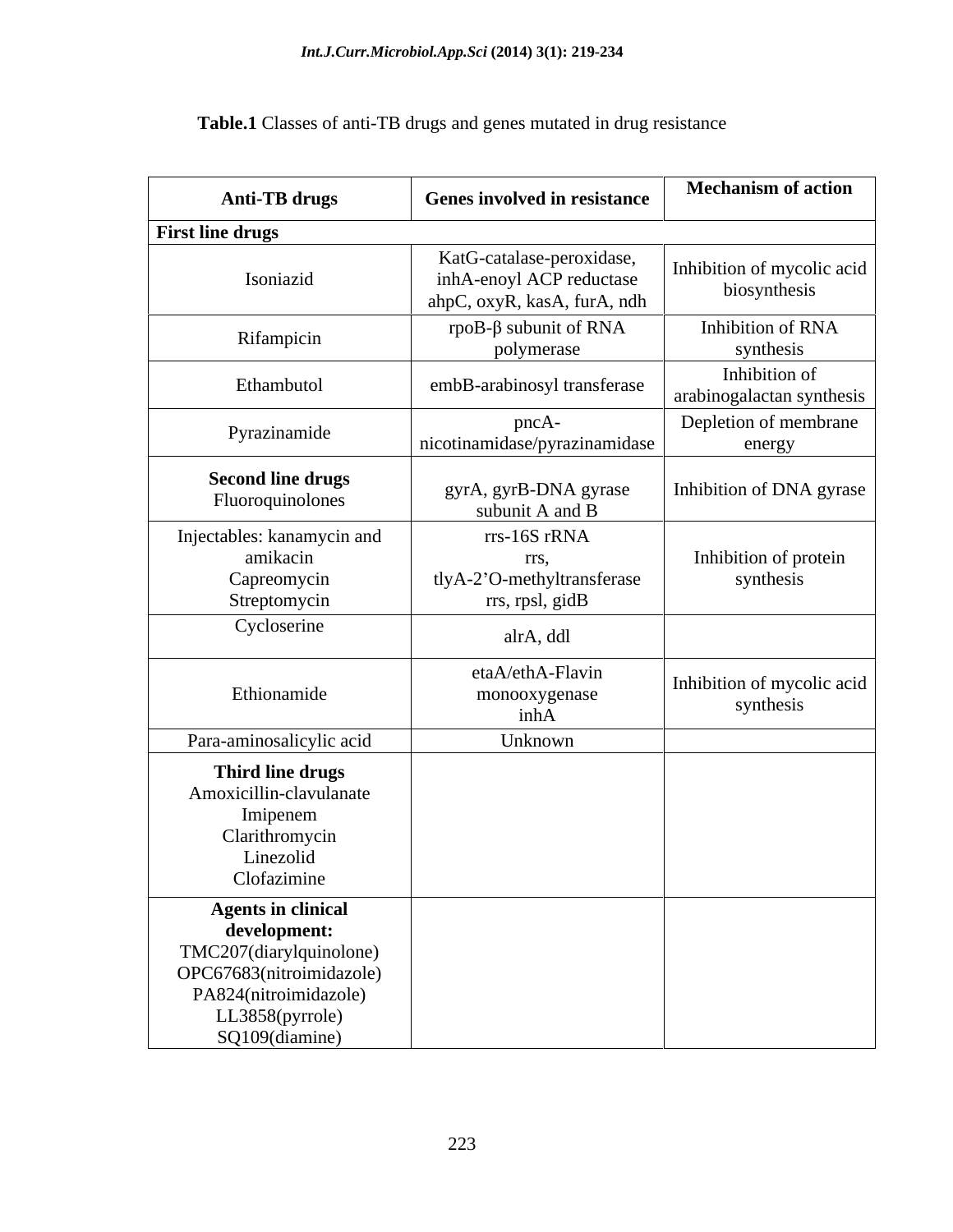**Table.1** Classes of anti-TB drugs and genes mutated in drug resistance

| Anti-TB drugs | Genes involved in resistance | Mechanism of action |
|---|---|---|
| **First line drugs** | | |
| Isoniazid | KatG-catalase-peroxidase, inhA-enoyl ACP reductase ahpC, oxyR, kasA, furA, ndh | Inhibition of mycolic acid biosynthesis |
| Rifampicin | rpoB-β subunit of RNA polymerase | Inhibition of RNA synthesis |
| Ethambutol | embB-arabinosyl transferase | Inhibition of arabinogalactan synthesis |
| Pyrazinamide | pncA-nicotinamidase/pyrazinamidase | Depletion of membrane energy |
| **Second line drugs** Fluoroquinolones | gyrA, gyrB-DNA gyrase subunit A and B | Inhibition of DNA gyrase |
| Injectables: kanamycin and amikacin Capreomycin Streptomycin | rrs-16S rRNA rrs, tlyA-2'O-methyltransferase rrs, rpsl, gidB | Inhibition of protein synthesis |
| Cycloserine | alrA, ddl | |
| Ethionamide | etaA/ethA-Flavin monooxygenase inhA | Inhibition of mycolic acid synthesis |
| Para-aminosalicylic acid | Unknown | |
| **Third line drugs** Amoxicillin-clavulanate Imipenem Clarithromycin Linezolid Clofazimine | | |
| **Agents in clinical development:** TMC207(diarylquinolone) OPC67683(nitroimidazole) PA824(nitroimidazole) LL3858(pyrrole) SQ109(diamine) | | |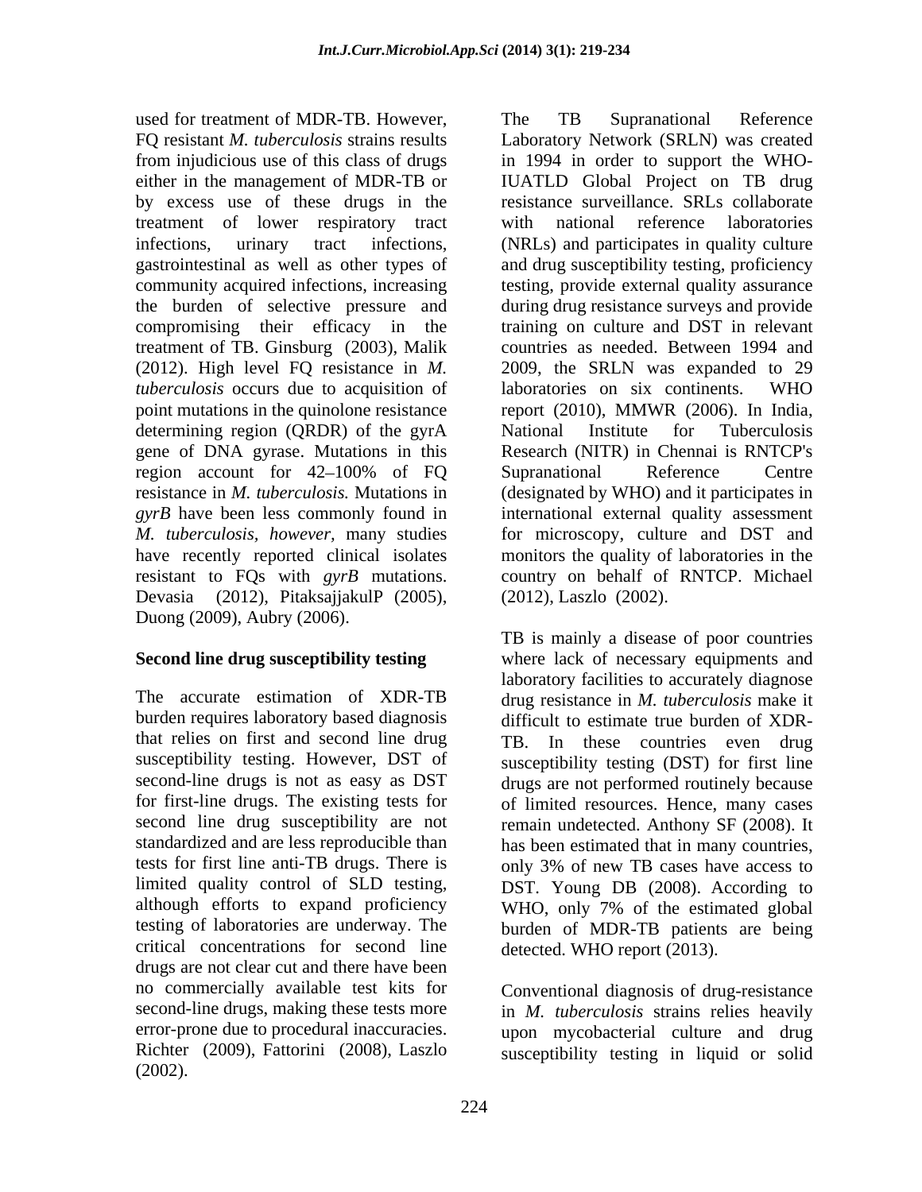used for treatment of MDR-TB. However, FQ resistant *M. tuberculosis* strains results from injudicious use of this class of drugs either in the management of MDR-TB or by excess use of these drugs in the treatment of lower respiratory tract infections, urinary tract infections, gastrointestinal as well as other types of community acquired infections, increasing the burden of selective pressure and compromising their efficacy in the treatment of TB. Ginsburg (2003), Malik (2012). High level FQ resistance in *M. tuberculosis* occurs due to acquisition of point mutations in the quinolone resistance determining region (QRDR) of the gyrA gene of DNA gyrase. Mutations in this region account for 42–100% of FQ resistance in *M. tuberculosis.* Mutations in *gyrB* have been less commonly found in *M. tuberculosis, however,* many studies have recently reported clinical isolates resistant to FQs with *gyrB* mutations. Devasia (2012), PitaksajjakulP (2005), Duong (2009), Aubry (2006).

## Second line drug susceptibility testing

The accurate estimation of XDR-TB burden requires laboratory based diagnosis that relies on first and second line drug susceptibility testing. However, DST of second-line drugs is not as easy as DST for first-line drugs. The existing tests for second line drug susceptibility are not standardized and are less reproducible than tests for first line anti-TB drugs. There is limited quality control of SLD testing, although efforts to expand proficiency testing of laboratories are underway. The critical concentrations for second line drugs are not clear cut and there have been no commercially available test kits for second-line drugs, making these tests more error-prone due to procedural inaccuracies. Richter (2009), Fattorini (2008), Laszlo (2002).

The TB Supranational Reference Laboratory Network (SRLN) was created in 1994 in order to support the WHO-IUATLD Global Project on TB drug resistance surveillance. SRLs collaborate with national reference laboratories (NRLs) and participates in quality culture and drug susceptibility testing, proficiency testing, provide external quality assurance during drug resistance surveys and provide training on culture and DST in relevant countries as needed. Between 1994 and 2009, the SRLN was expanded to 29 laboratories on six continents. WHO report (2010), MMWR (2006). In India, National Institute for Tuberculosis Research (NITR) in Chennai is RNTCP's Supranational Reference Centre (designated by WHO) and it participates in international external quality assessment for microscopy, culture and DST and monitors the quality of laboratories in the country on behalf of RNTCP. Michael (2012), Laszlo (2002).

TB is mainly a disease of poor countries where lack of necessary equipments and laboratory facilities to accurately diagnose drug resistance in *M. tuberculosis* make it difficult to estimate true burden of XDR-TB. In these countries even drug susceptibility testing (DST) for first line drugs are not performed routinely because of limited resources. Hence, many cases remain undetected. Anthony SF (2008). It has been estimated that in many countries, only 3% of new TB cases have access to DST. Young DB (2008). According to WHO, only 7% of the estimated global burden of MDR-TB patients are being detected. WHO report (2013).

Conventional diagnosis of drug-resistance in *M. tuberculosis* strains relies heavily upon mycobacterial culture and drug susceptibility testing in liquid or solid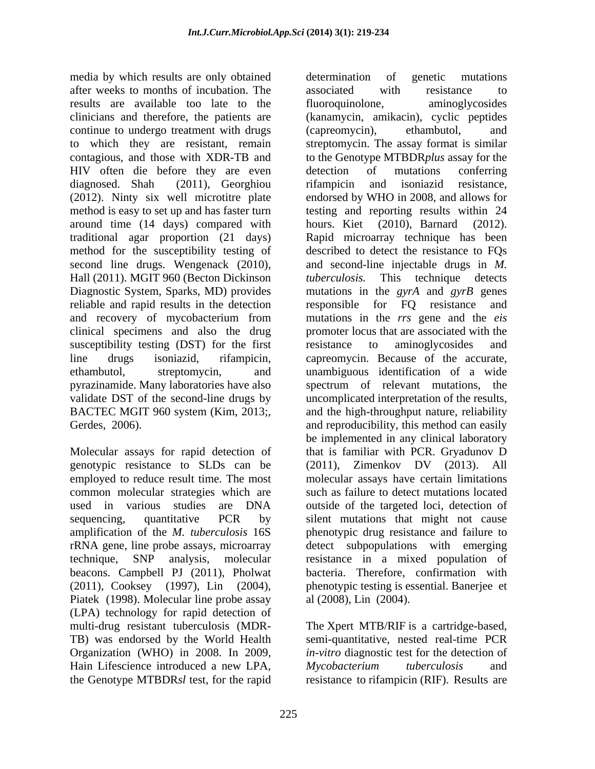media by which results are only obtained after weeks to months of incubation. The results are available too late to the clinicians and therefore, the patients are continue to undergo treatment with drugs to which they are resistant, remain contagious, and those with XDR-TB and HIV often die before they are even diagnosed. Shah (2011), Georghiou (2012). Ninty six well microtitre plate method is easy to set up and has faster turn around time (14 days) compared with traditional agar proportion (21 days) method for the susceptibility testing of second line drugs. Wengenack (2010), Hall (2011). MGIT 960 (Becton Dickinson Diagnostic System, Sparks, MD) provides reliable and rapid results in the detection and recovery of mycobacterium from clinical specimens and also the drug susceptibility testing (DST) for the first line drugs isoniazid, rifampicin, ethambutol, streptomycin, and pyrazinamide. Many laboratories have also validate DST of the second-line drugs by BACTEC MGIT 960 system (Kim, 2013;, Gerdes, 2006).

Molecular assays for rapid detection of genotypic resistance to SLDs can be employed to reduce result time. The most common molecular strategies which are used in various studies are DNA sequencing, quantitative PCR by amplification of the *M. tuberculosis* 16S rRNA gene, line probe assays, microarray technique, SNP analysis, molecular beacons. Campbell PJ (2011), Pholwat (2011), Cooksey (1997), Lin (2004), Piatek (1998). Molecular line probe assay (LPA) technology for rapid detection of multi-drug resistant tuberculosis (MDR-TB) was endorsed by the World Health Organization (WHO) in 2008. In 2009, Hain Lifescience introduced a new LPA, the Genotype MTBDR*sl* test, for the rapid determination of genetic mutations associated with resistance to fluoroquinolone, aminoglycosides (kanamycin, amikacin), cyclic peptides (capreomycin), ethambutol, and streptomycin. The assay format is similar to the Genotype MTBDR*plus* assay for the detection of mutations conferring rifampicin and isoniazid resistance, endorsed by WHO in 2008, and allows for testing and reporting results within 24 hours. Kiet (2010), Barnard (2012). Rapid microarray technique has been described to detect the resistance to FQs and second-line injectable drugs in *M. tuberculosis.* This technique detects mutations in the *gyrA* and *gyrB* genes responsible for FQ resistance and mutations in the *rrs* gene and the *eis* promoter locus that are associated with the resistance to aminoglycosides and capreomycin. Because of the accurate, unambiguous identification of a wide spectrum of relevant mutations, the uncomplicated interpretation of the results, and the high-throughput nature, reliability and reproducibility, this method can easily be implemented in any clinical laboratory that is familiar with PCR. Gryadunov D (2011), Zimenkov DV (2013). All molecular assays have certain limitations such as failure to detect mutations located outside of the targeted loci, detection of silent mutations that might not cause phenotypic drug resistance and failure to detect subpopulations with emerging resistance in a mixed population of bacteria. Therefore, confirmation with phenotypic testing is essential. Banerjee et al (2008), Lin (2004).

The Xpert MTB/RIF is a cartridge-based, semi-quantitative, nested real-time PCR *in-vitro* diagnostic test for the detection of *Mycobacterium tuberculosis* and resistance to rifampicin (RIF). Results are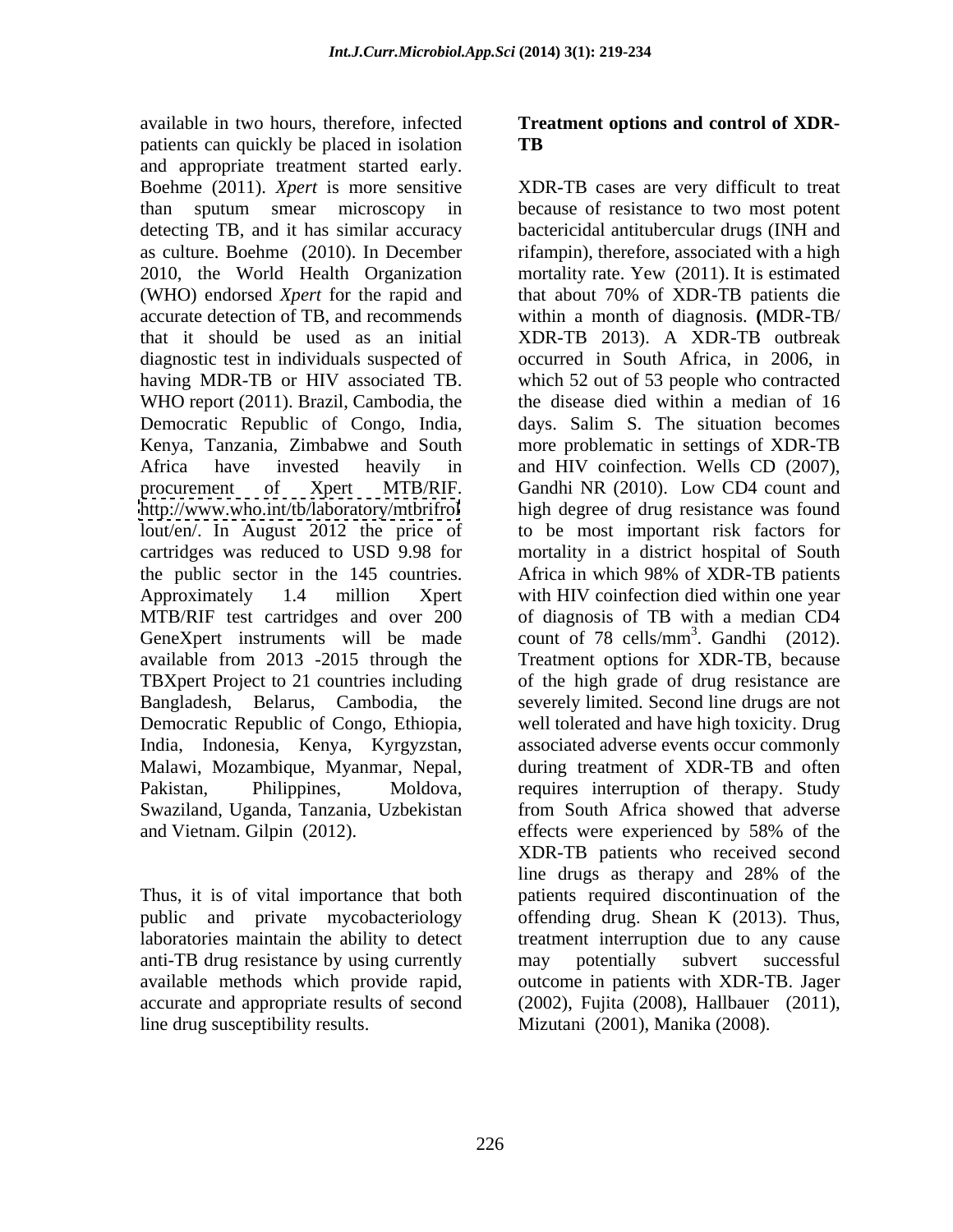available in two hours, therefore, infected patients can quickly be placed in isolation and appropriate treatment started early. Boehme (2011). *Xpert* is more sensitive than sputum smear microscopy in detecting TB, and it has similar accuracy as culture. Boehme (2010). In December 2010, the World Health Organization (WHO) endorsed *Xpert* for the rapid and accurate detection of TB, and recommends that it should be used as an initial diagnostic test in individuals suspected of having MDR-TB or HIV associated TB. WHO report (2011). Brazil, Cambodia, the Democratic Republic of Congo, India, Kenya, Tanzania, Zimbabwe and South Africa have invested heavily in procurement of Xpert MTB/RIF. http://www.who.int/tb/laboratory/mtbrifrollout/en/. In August 2012 the price of cartridges was reduced to USD 9.98 for the public sector in the 145 countries. Approximately 1.4 million Xpert MTB/RIF test cartridges and over 200 GeneXpert instruments will be made available from 2013 -2015 through the TBXpert Project to 21 countries including Bangladesh, Belarus, Cambodia, the Democratic Republic of Congo, Ethiopia, India, Indonesia, Kenya, Kyrgyzstan, Malawi, Mozambique, Myanmar, Nepal, Pakistan, Philippines, Moldova, Swaziland, Uganda, Tanzania, Uzbekistan and Vietnam. Gilpin (2012).

Thus, it is of vital importance that both public and private mycobacteriology laboratories maintain the ability to detect anti-TB drug resistance by using currently available methods which provide rapid, accurate and appropriate results of second line drug susceptibility results.

## Treatment options and control of XDR-TB

XDR-TB cases are very difficult to treat because of resistance to two most potent bactericidal antitubercular drugs (INH and rifampin), therefore, associated with a high mortality rate. Yew (2011). It is estimated that about 70% of XDR-TB patients die within a month of diagnosis. **(**MDR-TB/ XDR-TB 2013). A XDR-TB outbreak occurred in South Africa, in 2006, in which 52 out of 53 people who contracted the disease died within a median of 16 days. Salim S. The situation becomes more problematic in settings of XDR-TB and HIV coinfection. Wells CD (2007), Gandhi NR (2010). Low CD4 count and high degree of drug resistance was found to be most important risk factors for mortality in a district hospital of South Africa in which 98% of XDR-TB patients with HIV coinfection died within one year of diagnosis of TB with a median CD4 count of 78 cells/$mm^3$. Gandhi (2012). Treatment options for XDR-TB, because of the high grade of drug resistance are severely limited. Second line drugs are not well tolerated and have high toxicity. Drug associated adverse events occur commonly during treatment of XDR-TB and often requires interruption of therapy. Study from South Africa showed that adverse effects were experienced by 58% of the XDR-TB patients who received second line drugs as therapy and 28% of the patients required discontinuation of the offending drug. Shean K (2013). Thus, treatment interruption due to any cause may potentially subvert successful outcome in patients with XDR-TB. Jager (2002), Fujita (2008), Hallbauer (2011), Mizutani (2001), Manika (2008).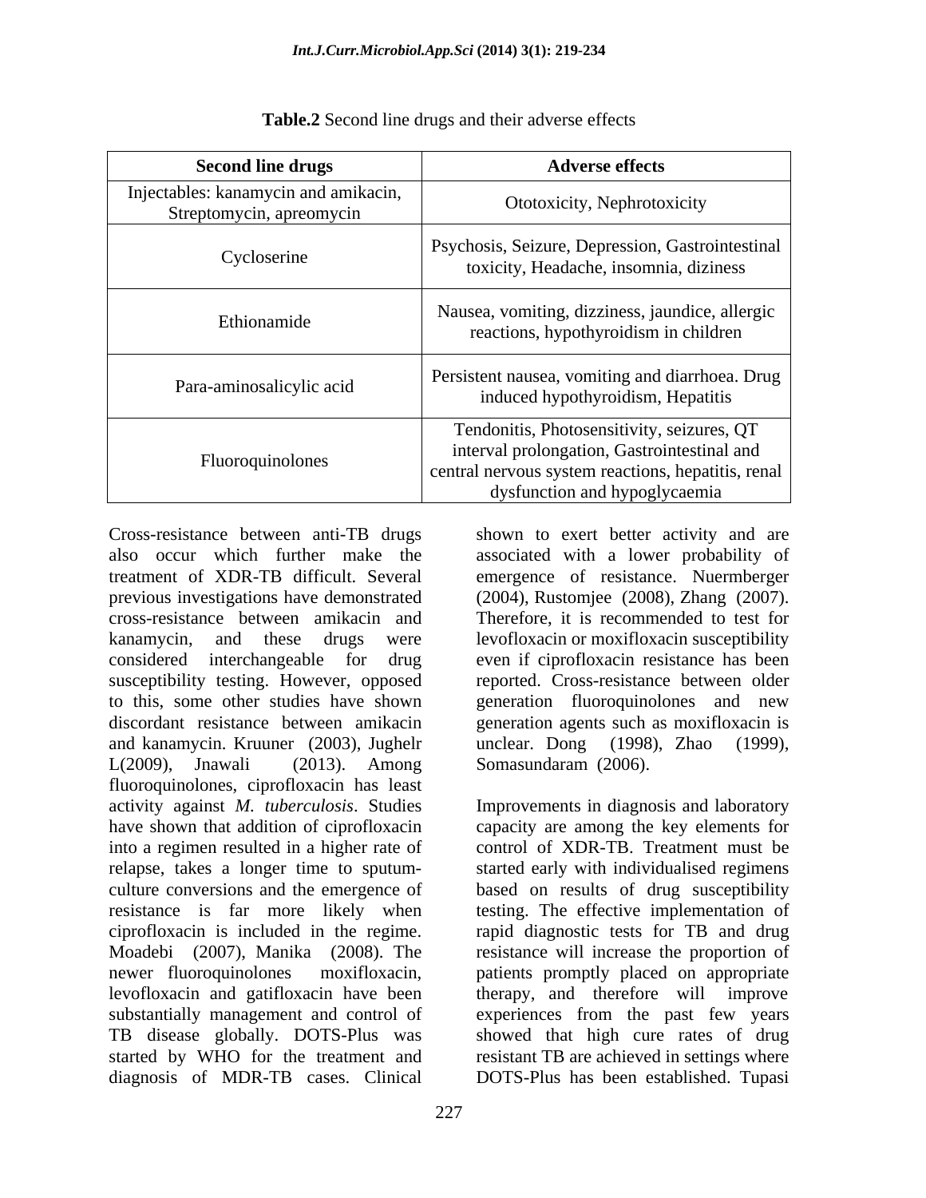**Table.2** Second line drugs and their adverse effects

| Second line drugs | Adverse effects |
|---|---|
| Injectables: kanamycin and amikacin, Streptomycin, apreomycin | Ototoxicity, Nephrotoxicity |
| Cycloserine | Psychosis, Seizure, Depression, Gastrointestinal toxicity, Headache, insomnia, diziness |
| Ethionamide | Nausea, vomiting, dizziness, jaundice, allergic reactions, hypothyroidism in children |
| Para-aminosalicylic acid | Persistent nausea, vomiting and diarrhoea. Drug induced hypothyroidism, Hepatitis |
| Fluoroquinolones | Tendonitis, Photosensitivity, seizures, QT interval prolongation, Gastrointestinal and central nervous system reactions, hepatitis, renal dysfunction and hypoglycaemia |

Cross-resistance between anti-TB drugs also occur which further make the treatment of XDR-TB difficult. Several previous investigations have demonstrated cross-resistance between amikacin and kanamycin, and these drugs were considered interchangeable for drug susceptibility testing. However, opposed to this, some other studies have shown discordant resistance between amikacin and kanamycin. Kruuner (2003), Jughelr L(2009), Jnawali (2013). Among fluoroquinolones, ciprofloxacin has least activity against *M. tuberculosis*. Studies have shown that addition of ciprofloxacin into a regimen resulted in a higher rate of relapse, takes a longer time to sputum-culture conversions and the emergence of resistance is far more likely when ciprofloxacin is included in the regime. Moadebi (2007), Manika (2008). The newer fluoroquinolones moxifloxacin, levofloxacin and gatifloxacin have been substantially management and control of TB disease globally. DOTS-Plus was started by WHO for the treatment and diagnosis of MDR-TB cases. Clinical shown to exert better activity and are associated with a lower probability of emergence of resistance. Nuermberger (2004), Rustomjee (2008), Zhang (2007). Therefore, it is recommended to test for levofloxacin or moxifloxacin susceptibility even if ciprofloxacin resistance has been reported. Cross-resistance between older generation fluoroquinolones and new generation agents such as moxifloxacin is unclear. Dong (1998), Zhao (1999), Somasundaram (2006).

Improvements in diagnosis and laboratory capacity are among the key elements for control of XDR-TB. Treatment must be started early with individualised regimens based on results of drug susceptibility testing. The effective implementation of rapid diagnostic tests for TB and drug resistance will increase the proportion of patients promptly placed on appropriate therapy, and therefore will improve experiences from the past few years showed that high cure rates of drug resistant TB are achieved in settings where DOTS-Plus has been established. Tupasi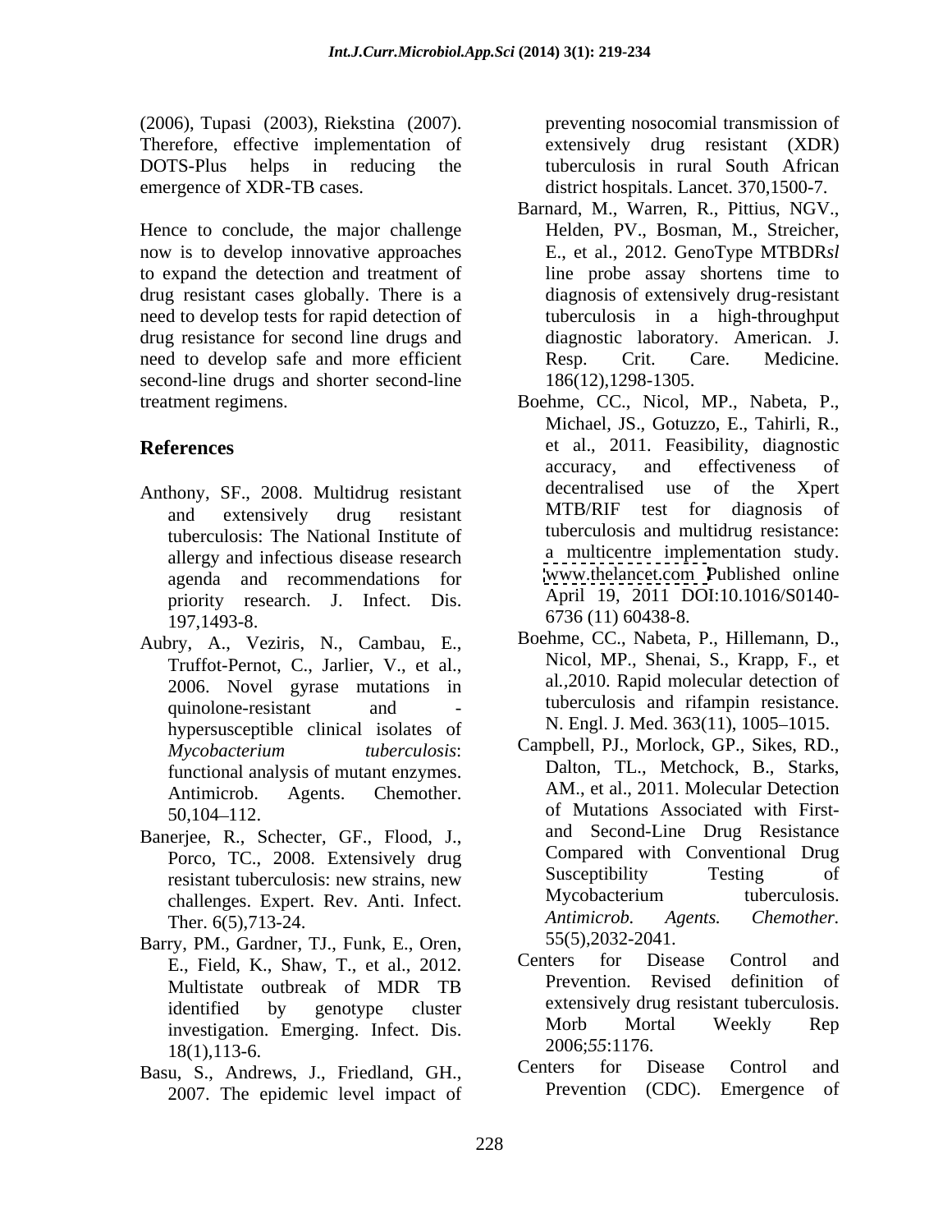(2006), Tupasi (2003), Riekstina (2007). Therefore, effective implementation of DOTS-Plus helps in reducing the emergence of XDR-TB cases.

Hence to conclude, the major challenge now is to develop innovative approaches to expand the detection and treatment of drug resistant cases globally. There is a need to develop tests for rapid detection of drug resistance for second line drugs and need to develop safe and more efficient second-line drugs and shorter second-line treatment regimens.

## References

Anthony, SF., 2008. Multidrug resistant and extensively drug resistant tuberculosis: The National Institute of allergy and infectious disease research agenda and recommendations for priority research. J. Infect. Dis. 197,1493-8.

Aubry, A., Veziris, N., Cambau, E., Truffot-Pernot, C., Jarlier, V., et al., 2006. Novel gyrase mutations in quinolone-resistant and - hypersusceptible clinical isolates of *Mycobacterium tuberculosis*: functional analysis of mutant enzymes. Antimicrob. Agents. Chemother. 50,104–112.

Banerjee, R., Schecter, GF., Flood, J., Porco, TC., 2008. Extensively drug resistant tuberculosis: new strains, new challenges. Expert. Rev. Anti. Infect. Ther. 6(5),713-24.

Barry, PM., Gardner, TJ., Funk, E., Oren, E., Field, K., Shaw, T., et al., 2012. Multistate outbreak of MDR TB identified by genotype cluster investigation. Emerging. Infect. Dis. 18(1),113-6.

Basu, S., Andrews, J., Friedland, GH., 2007. The epidemic level impact of preventing nosocomial transmission of extensively drug resistant (XDR) tuberculosis in rural South African district hospitals. Lancet. 370,1500-7.

Barnard, M., Warren, R., Pittius, NGV., Helden, PV., Bosman, M., Streicher, E., et al., 2012. GenoType MTBDR*sl* line probe assay shortens time to diagnosis of extensively drug-resistant tuberculosis in a high-throughput diagnostic laboratory. American. J. Resp. Crit. Care. Medicine. 186(12),1298-1305.

Boehme, CC., Nicol, MP., Nabeta, P., Michael, JS., Gotuzzo, E., Tahirli, R., et al., 2011. Feasibility, diagnostic accuracy, and effectiveness of decentralised use of the Xpert MTB/RIF test for diagnosis of tuberculosis and multidrug resistance: a multicentre implementation study. www.thelancet.com Published online April 19, 2011 DOI:10.1016/S0140-6736 (11) 60438-8.

Boehme, CC., Nabeta, P., Hillemann, D., Nicol, MP., Shenai, S., Krapp, F., et al.,2010. Rapid molecular detection of tuberculosis and rifampin resistance. N. Engl. J. Med. 363(11), 1005–1015.

Campbell, PJ., Morlock, GP., Sikes, RD., Dalton, TL., Metchock, B., Starks, AM., et al., 2011. Molecular Detection of Mutations Associated with First- and Second-Line Drug Resistance Compared with Conventional Drug Susceptibility Testing of Mycobacterium tuberculosis. *Antimicrob. Agents. Chemother.* 55(5),2032-2041.

Centers for Disease Control and Prevention. Revised definition of extensively drug resistant tuberculosis. Morb Mortal Weekly Rep 2006;*55*:1176.

Centers for Disease Control and Prevention (CDC). Emergence of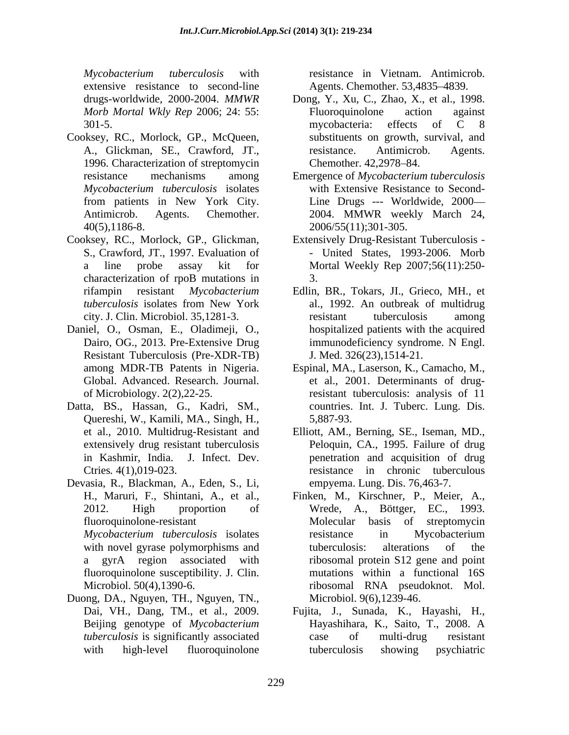*Mycobacterium tuberculosis* with extensive resistance to second-line drugs-worldwide, 2000-2004. *MMWR Morb Mortal Wkly Rep* 2006; 24: 55: 301-5.

Cooksey, RC., Morlock, GP., McQueen, A., Glickman, SE., Crawford, JT., 1996. Characterization of streptomycin resistance mechanisms among *Mycobacterium tuberculosis* isolates from patients in New York City. Antimicrob. Agents. Chemother. 40(5),1186-8.

Cooksey, RC., Morlock, GP., Glickman, S., Crawford, JT., 1997. Evaluation of a line probe assay kit for characterization of rpoB mutations in rifampin resistant *Mycobacterium tuberculosis* isolates from New York city. J. Clin. Microbiol. 35,1281-3.

Daniel, O., Osman, E., Oladimeji, O., Dairo, OG., 2013. Pre-Extensive Drug Resistant Tuberculosis (Pre-XDR-TB) among MDR-TB Patents in Nigeria. Global. Advanced. Research. Journal. of Microbiology. 2(2),22-25.

Datta, BS., Hassan, G., Kadri, SM., Quereshi, W., Kamili, MA., Singh, H., et al., 2010. Multidrug-Resistant and extensively drug resistant tuberculosis in Kashmir, India. J. Infect. Dev. Ctries*.* 4(1),019-023.

Devasia, R., Blackman, A., Eden, S., Li, H., Maruri, F., Shintani, A., et al., 2012. High proportion of fluoroquinolone-resistant *Mycobacterium tuberculosis* isolates with novel gyrase polymorphisms and a gyrA region associated with fluoroquinolone susceptibility. J. Clin. Microbiol. 50(4),1390-6.

Duong, DA., Nguyen, TH., Nguyen, TN., Dai, VH., Dang, TM., et al., 2009. Beijing genotype of *Mycobacterium tuberculosis* is significantly associated with high-level fluoroquinolone resistance in Vietnam. Antimicrob. Agents. Chemother. 53,4835–4839.

Dong, Y., Xu, C., Zhao, X., et al., 1998. Fluoroquinolone action against mycobacteria: effects of C 8 substituents on growth, survival, and resistance. Antimicrob. Agents. Chemother. 42,2978–84.

Emergence of *Mycobacterium tuberculosis* with Extensive Resistance to Second-Line Drugs --- Worldwide, 2000— 2004. MMWR weekly March 24, 2006/55(11);301-305.

Extensively Drug-Resistant Tuberculosis -- United States, 1993-2006. Morb Mortal Weekly Rep 2007;56(11):250-3.

Edlin, BR., Tokars, JI., Grieco, MH., et al., 1992. An outbreak of multidrug resistant tuberculosis among hospitalized patients with the acquired immunodeficiency syndrome. N Engl. J. Med. 326(23),1514-21.

Espinal, MA., Laserson, K., Camacho, M., et al., 2001. Determinants of drug-resistant tuberculosis: analysis of 11 countries. Int. J. Tuberc. Lung. Dis. 5,887-93.

Elliott, AM., Berning, SE., Iseman, MD., Peloquin, CA., 1995. Failure of drug penetration and acquisition of drug resistance in chronic tuberculous empyema. Lung. Dis. 76,463-7.

Finken, M., Kirschner, P., Meier, A., Wrede, A., Böttger, EC., 1993. Molecular basis of streptomycin resistance in Mycobacterium tuberculosis: alterations of the ribosomal protein S12 gene and point mutations within a functional 16S ribosomal RNA pseudoknot. Mol. Microbiol. 9(6),1239-46.

Fujita, J., Sunada, K., Hayashi, H., Hayashihara, K., Saito, T., 2008. A case of multi-drug resistant tuberculosis showing psychiatric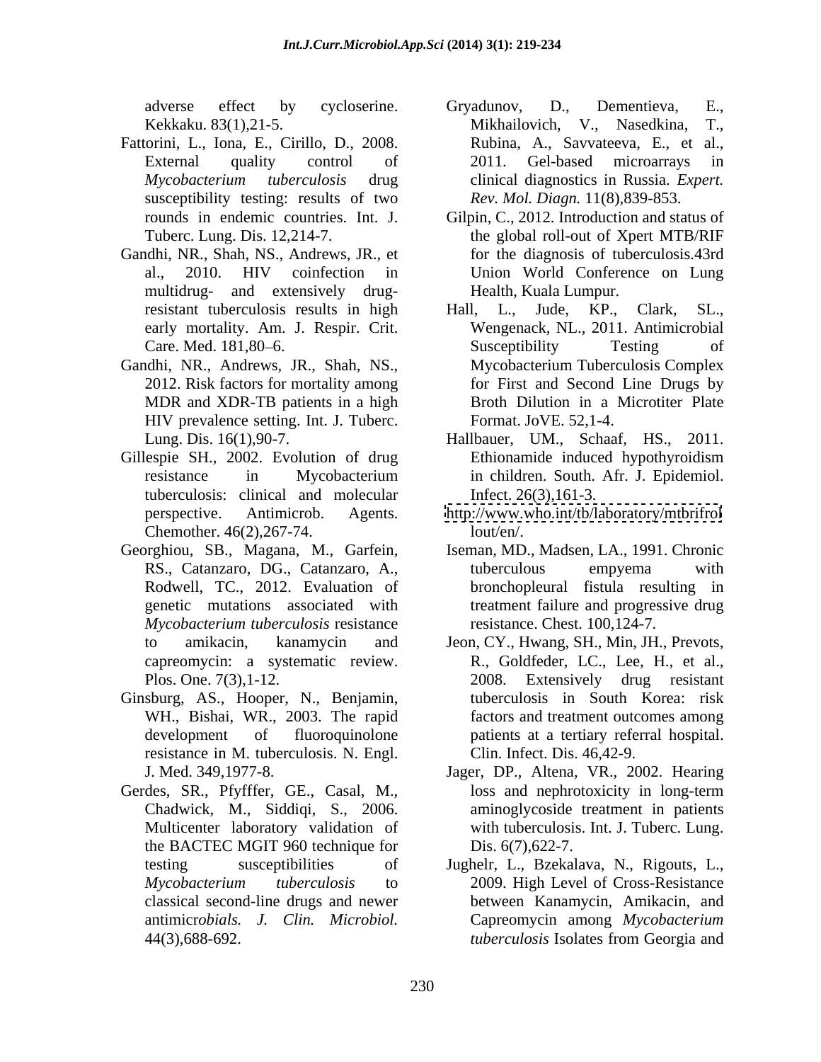adverse effect by cycloserine. Kekkaku. 83(1),21-5.

Fattorini, L., Iona, E., Cirillo, D., 2008. External quality control of *Mycobacterium tuberculosis* drug susceptibility testing: results of two rounds in endemic countries. Int. J. Tuberc. Lung. Dis. 12,214-7.

Gandhi, NR., Shah, NS., Andrews, JR., et al., 2010. HIV coinfection in multidrug- and extensively drug-resistant tuberculosis results in high early mortality. Am. J. Respir. Crit. Care. Med. 181,80–6.

Gandhi, NR., Andrews, JR., Shah, NS., 2012. Risk factors for mortality among MDR and XDR-TB patients in a high HIV prevalence setting. Int. J. Tuberc. Lung. Dis. 16(1),90-7.

Gillespie SH., 2002. Evolution of drug resistance in Mycobacterium tuberculosis: clinical and molecular perspective. Antimicrob. Agents. Chemother. 46(2),267-74.

Georghiou, SB., Magana, M., Garfein, RS., Catanzaro, DG., Catanzaro, A., Rodwell, TC., 2012. Evaluation of genetic mutations associated with *Mycobacterium tuberculosis* resistance to amikacin, kanamycin and capreomycin: a systematic review. Plos. One. 7(3),1-12.

Ginsburg, AS., Hooper, N., Benjamin, WH., Bishai, WR., 2003. The rapid development of fluoroquinolone resistance in M. tuberculosis. N. Engl. J. Med. 349,1977-8.

Gerdes, SR., Pfyfffer, GE., Casal, M., Chadwick, M., Siddiqi, S., 2006. Multicenter laboratory validation of the BACTEC MGIT 960 technique for testing susceptibilities of *Mycobacterium tuberculosis* to classical second-line drugs and newer antimicr*obials. J. Clin. Microbiol.* 44(3),688-692.

Gryadunov, D., Dementieva, E., Mikhailovich, V., Nasedkina, T., Rubina, A., Savvateeva, E., et al., 2011. Gel-based microarrays in clinical diagnostics in Russia. *Expert. Rev. Mol. Diagn.* 11(8),839-853.

Gilpin, C., 2012. Introduction and status of the global roll-out of Xpert MTB/RIF for the diagnosis of tuberculosis.43rd Union World Conference on Lung Health, Kuala Lumpur.

Hall, L., Jude, KP., Clark, SL., Wengenack, NL., 2011. Antimicrobial Susceptibility Testing of Mycobacterium Tuberculosis Complex for First and Second Line Drugs by Broth Dilution in a Microtiter Plate Format. JoVE. 52,1-4.

Hallbauer, UM., Schaaf, HS., 2011. Ethionamide induced hypothyroidism in children. South. Afr. J. Epidemiol. Infect. 26(3),161-3.

http://www.who.int/tb/laboratory/mtbrifrollout/en/.

Iseman, MD., Madsen, LA., 1991. Chronic tuberculous empyema with bronchopleural fistula resulting in treatment failure and progressive drug resistance. Chest. 100,124-7.

Jeon, CY., Hwang, SH., Min, JH., Prevots, R., Goldfeder, LC., Lee, H., et al., 2008. Extensively drug resistant tuberculosis in South Korea: risk factors and treatment outcomes among patients at a tertiary referral hospital. Clin. Infect. Dis. 46,42-9.

Jager, DP., Altena, VR., 2002. Hearing loss and nephrotoxicity in long-term aminoglycoside treatment in patients with tuberculosis. Int. J. Tuberc. Lung. Dis. 6(7),622-7.

Jughelr, L., Bzekalava, N., Rigouts, L., 2009. High Level of Cross-Resistance between Kanamycin, Amikacin, and Capreomycin among *Mycobacterium tuberculosis* Isolates from Georgia and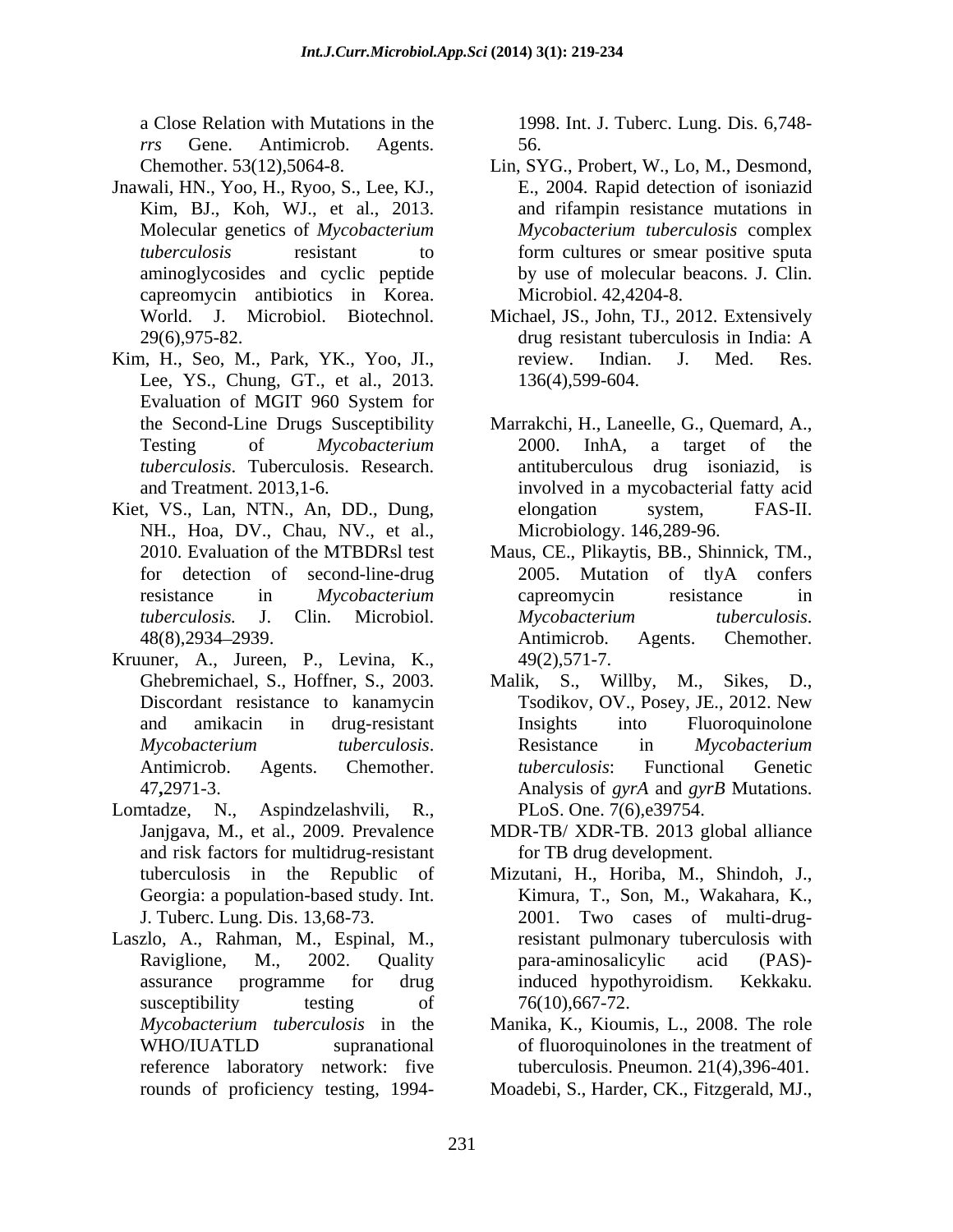a Close Relation with Mutations in the *rrs* Gene. Antimicrob. Agents. Chemother. 53(12),5064-8.

Jnawali, HN., Yoo, H., Ryoo, S., Lee, KJ., Kim, BJ., Koh, WJ., et al., 2013. Molecular genetics of *Mycobacterium tuberculosis* resistant to aminoglycosides and cyclic peptide capreomycin antibiotics in Korea. World. J. Microbiol. Biotechnol. 29(6),975-82.

Kim, H., Seo, M., Park, YK., Yoo, JI., Lee, YS., Chung, GT., et al., 2013. Evaluation of MGIT 960 System for the Second-Line Drugs Susceptibility Testing of *Mycobacterium tuberculosis*. Tuberculosis. Research. and Treatment. 2013,1-6.

Kiet, VS., Lan, NTN., An, DD., Dung, NH., Hoa, DV., Chau, NV., et al., 2010. Evaluation of the MTBDRsl test for detection of second-line-drug resistance in *Mycobacterium tuberculosis.* J. Clin. Microbiol. 48(8),2934–2939.

Kruuner, A., Jureen, P., Levina, K., Ghebremichael, S., Hoffner, S., 2003. Discordant resistance to kanamycin and amikacin in drug-resistant *Mycobacterium tuberculosis*. Antimicrob. Agents. Chemother. 47**,**2971-3.

Lomtadze, N., Aspindzelashvili, R., Janjgava, M., et al., 2009. Prevalence and risk factors for multidrug-resistant tuberculosis in the Republic of Georgia: a population-based study. Int. J. Tuberc. Lung. Dis. 13,68-73.

Laszlo, A., Rahman, M., Espinal, M., Raviglione, M., 2002. Quality assurance programme for drug susceptibility testing of *Mycobacterium tuberculosis* in the WHO/IUATLD supranational reference laboratory network: five rounds of proficiency testing, 1994-1998. Int. J. Tuberc. Lung. Dis. 6,748-56.

Lin, SYG., Probert, W., Lo, M., Desmond, E., 2004. Rapid detection of isoniazid and rifampin resistance mutations in *Mycobacterium tuberculosis* complex form cultures or smear positive sputa by use of molecular beacons. J. Clin. Microbiol. 42,4204-8.

Michael, JS., John, TJ., 2012. Extensively drug resistant tuberculosis in India: A review. Indian. J. Med. Res. 136(4),599-604.

Marrakchi, H., Laneelle, G., Quemard, A., 2000. InhA, a target of the antituberculous drug isoniazid, is involved in a mycobacterial fatty acid elongation system, FAS-II. Microbiology. 146,289-96.

Maus, CE., Plikaytis, BB., Shinnick, TM., 2005. Mutation of tlyA confers capreomycin resistance in *Mycobacterium tuberculosis*. Antimicrob. Agents. Chemother. 49(2),571-7.

Malik, S., Willby, M., Sikes, D., Tsodikov, OV., Posey, JE., 2012. New Insights into Fluoroquinolone Resistance in *Mycobacterium tuberculosis*: Functional Genetic Analysis of *gyrA* and *gyrB* Mutations. PLoS. One. 7(6),e39754.

MDR-TB/ XDR-TB. 2013 global alliance for TB drug development.

Mizutani, H., Horiba, M., Shindoh, J., Kimura, T., Son, M., Wakahara, K., 2001. Two cases of multi-drug-resistant pulmonary tuberculosis with para-aminosalicylic acid (PAS)-induced hypothyroidism. Kekkaku. 76(10),667-72.

Manika, K., Kioumis, L., 2008. The role of fluoroquinolones in the treatment of tuberculosis. Pneumon. 21(4),396-401.

Moadebi, S., Harder, CK., Fitzgerald, MJ.,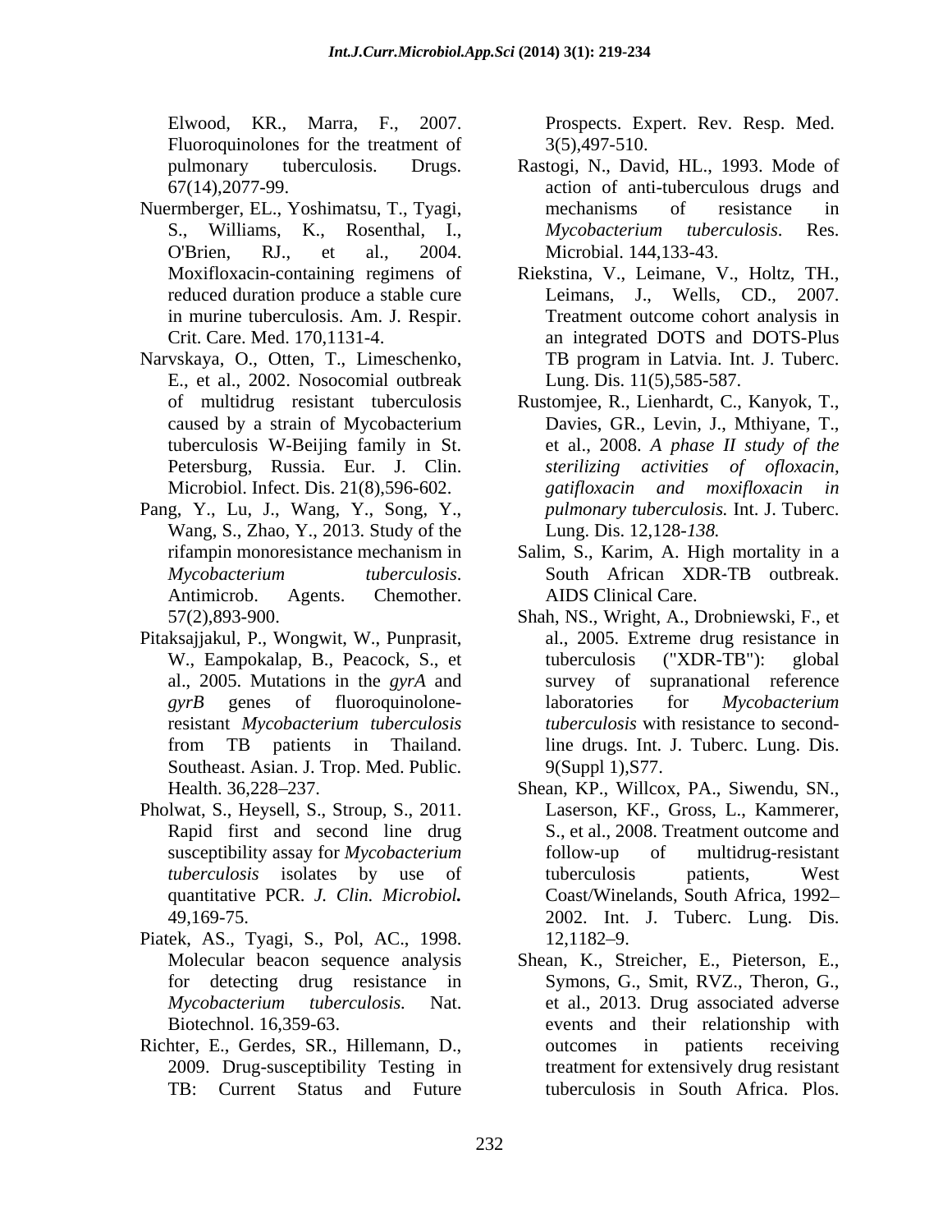Elwood, KR., Marra, F., 2007. Fluoroquinolones for the treatment of pulmonary tuberculosis. Drugs. 67(14),2077-99.

Nuermberger, EL., Yoshimatsu, T., Tyagi, S., Williams, K., Rosenthal, I., O'Brien, RJ., et al., 2004. Moxifloxacin-containing regimens of reduced duration produce a stable cure in murine tuberculosis. Am. J. Respir. Crit. Care. Med. 170,1131-4.

Narvskaya, O., Otten, T., Limeschenko, E., et al., 2002. Nosocomial outbreak of multidrug resistant tuberculosis caused by a strain of Mycobacterium tuberculosis W-Beijing family in St. Petersburg, Russia. Eur. J. Clin. Microbiol. Infect. Dis. 21(8),596-602.

Pang, Y., Lu, J., Wang, Y., Song, Y., Wang, S., Zhao, Y., 2013. Study of the rifampin monoresistance mechanism in *Mycobacterium tuberculosis*. Antimicrob. Agents. Chemother. 57(2),893-900.

Pitaksajjakul, P., Wongwit, W., Punprasit, W., Eampokalap, B., Peacock, S., et al., 2005. Mutations in the *gyrA* and *gyrB* genes of fluoroquinolone-resistant *Mycobacterium tuberculosis* from TB patients in Thailand. Southeast. Asian. J. Trop. Med. Public. Health. 36,228–237.

Pholwat, S., Heysell, S., Stroup, S., 2011. Rapid first and second line drug susceptibility assay for *Mycobacterium tuberculosis* isolates by use of quantitative PCR. *J. Clin. Microbiol.* 49,169-75.

Piatek, AS., Tyagi, S., Pol, AC., 1998. Molecular beacon sequence analysis for detecting drug resistance in *Mycobacterium tuberculosis.* Nat. Biotechnol. 16,359-63.

Richter, E., Gerdes, SR., Hillemann, D., 2009. Drug-susceptibility Testing in TB: Current Status and Future Prospects. Expert. Rev. Resp. Med. 3(5),497-510.

Rastogi, N., David, HL., 1993. Mode of action of anti-tuberculous drugs and mechanisms of resistance in *Mycobacterium tuberculosis*. Res. Microbial. 144,133-43.

Riekstina, V., Leimane, V., Holtz, TH., Leimans, J., Wells, CD., 2007. Treatment outcome cohort analysis in an integrated DOTS and DOTS-Plus TB program in Latvia. Int. J. Tuberc. Lung. Dis. 11(5),585-587.

Rustomjee, R., Lienhardt, C., Kanyok, T., Davies, GR., Levin, J., Mthiyane, T., et al., 2008. *A phase II study of the sterilizing activities of ofloxacin, gatifloxacin and moxifloxacin in pulmonary tuberculosis.* Int. J. Tuberc. Lung. Dis. 12,128-*138.*

Salim, S., Karim, A. High mortality in a South African XDR-TB outbreak. AIDS Clinical Care.

Shah, NS., Wright, A., Drobniewski, F., et al., 2005. Extreme drug resistance in tuberculosis ("XDR-TB"): global survey of supranational reference laboratories for *Mycobacterium tuberculosis* with resistance to second-line drugs. Int. J. Tuberc. Lung. Dis. 9(Suppl 1),S77.

Shean, KP., Willcox, PA., Siwendu, SN., Laserson, KF., Gross, L., Kammerer, S., et al., 2008. Treatment outcome and follow-up of multidrug-resistant tuberculosis patients, West Coast/Winelands, South Africa, 1992–2002. Int. J. Tuberc. Lung. Dis. 12,1182–9.

Shean, K., Streicher, E., Pieterson, E., Symons, G., Smit, RVZ., Theron, G., et al., 2013. Drug associated adverse events and their relationship with outcomes in patients receiving treatment for extensively drug resistant tuberculosis in South Africa. Plos.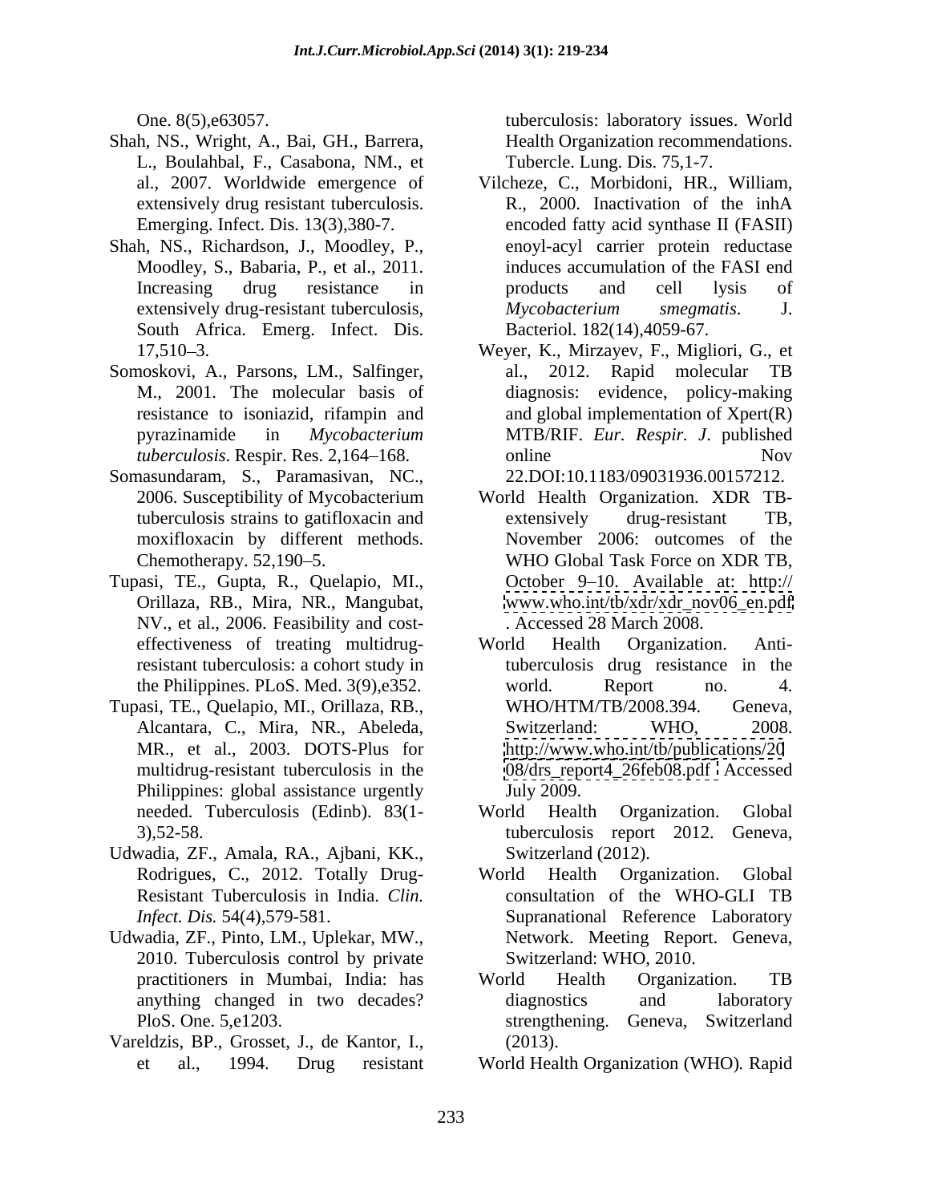One. 8(5),e63057.

Shah, NS., Wright, A., Bai, GH., Barrera, L., Boulahbal, F., Casabona, NM., et al., 2007. Worldwide emergence of extensively drug resistant tuberculosis. Emerging. Infect. Dis. 13(3),380-7.

Shah, NS., Richardson, J., Moodley, P., Moodley, S., Babaria, P., et al., 2011. Increasing drug resistance in extensively drug-resistant tuberculosis, South Africa. Emerg. Infect. Dis. 17,510–3.

Somoskovi, A., Parsons, LM., Salfinger, M., 2001. The molecular basis of resistance to isoniazid, rifampin and pyrazinamide in *Mycobacterium tuberculosis*. Respir. Res. 2,164–168.

Somasundaram, S., Paramasivan, NC., 2006. Susceptibility of Mycobacterium tuberculosis strains to gatifloxacin and moxifloxacin by different methods. Chemotherapy. 52,190–5.

Tupasi, TE., Gupta, R., Quelapio, MI., Orillaza, RB., Mira, NR., Mangubat, NV., et al., 2006. Feasibility and cost-effectiveness of treating multidrug-resistant tuberculosis: a cohort study in the Philippines. PLoS. Med. 3(9),e352.

Tupasi, TE., Quelapio, MI., Orillaza, RB., Alcantara, C., Mira, NR., Abeleda, MR., et al., 2003. DOTS-Plus for multidrug-resistant tuberculosis in the Philippines: global assistance urgently needed. Tuberculosis (Edinb). 83(1-3),52-58.

Udwadia, ZF., Amala, RA., Ajbani, KK., Rodrigues, C., 2012. Totally Drug-Resistant Tuberculosis in India. *Clin. Infect. Dis.* 54(4),579-581.

Udwadia, ZF., Pinto, LM., Uplekar, MW., 2010. Tuberculosis control by private practitioners in Mumbai, India: has anything changed in two decades? PloS. One. 5,e1203.

Vareldzis, BP., Grosset, J., de Kantor, I., et al., 1994. Drug resistant tuberculosis: laboratory issues. World Health Organization recommendations. Tubercle. Lung. Dis. 75,1-7.

Vilcheze, C., Morbidoni, HR., William, R., 2000. Inactivation of the inhA encoded fatty acid synthase II (FASII) enoyl-acyl carrier protein reductase induces accumulation of the FASI end products and cell lysis of *Mycobacterium smegmatis*. J. Bacteriol. 182(14),4059-67.

Weyer, K., Mirzayev, F., Migliori, G., et al., 2012. Rapid molecular TB diagnosis: evidence, policy-making and global implementation of Xpert(R) MTB/RIF. *Eur. Respir. J*. published online Nov 22.DOI:10.1183/09031936.00157212.

World Health Organization. XDR TB-extensively drug-resistant TB, November 2006: outcomes of the WHO Global Task Force on XDR TB, October 9–10. Available at: http:// www.who.int/tb/xdr/xdr_nov06_en.pdf. Accessed 28 March 2008.

World Health Organization. Anti-tuberculosis drug resistance in the world. Report no. 4. WHO/HTM/TB/2008.394. Geneva, Switzerland: WHO, 2008. http://www.who.int/tb/publications/2008/drs_report4_26feb08.pdf Accessed July 2009.

World Health Organization. Global tuberculosis report 2012. Geneva, Switzerland (2012).

World Health Organization. Global consultation of the WHO-GLI TB Supranational Reference Laboratory Network. Meeting Report. Geneva, Switzerland: WHO, 2010.

World Health Organization. TB diagnostics and laboratory strengthening. Geneva, Switzerland (2013).

World Health Organization (WHO). Rapid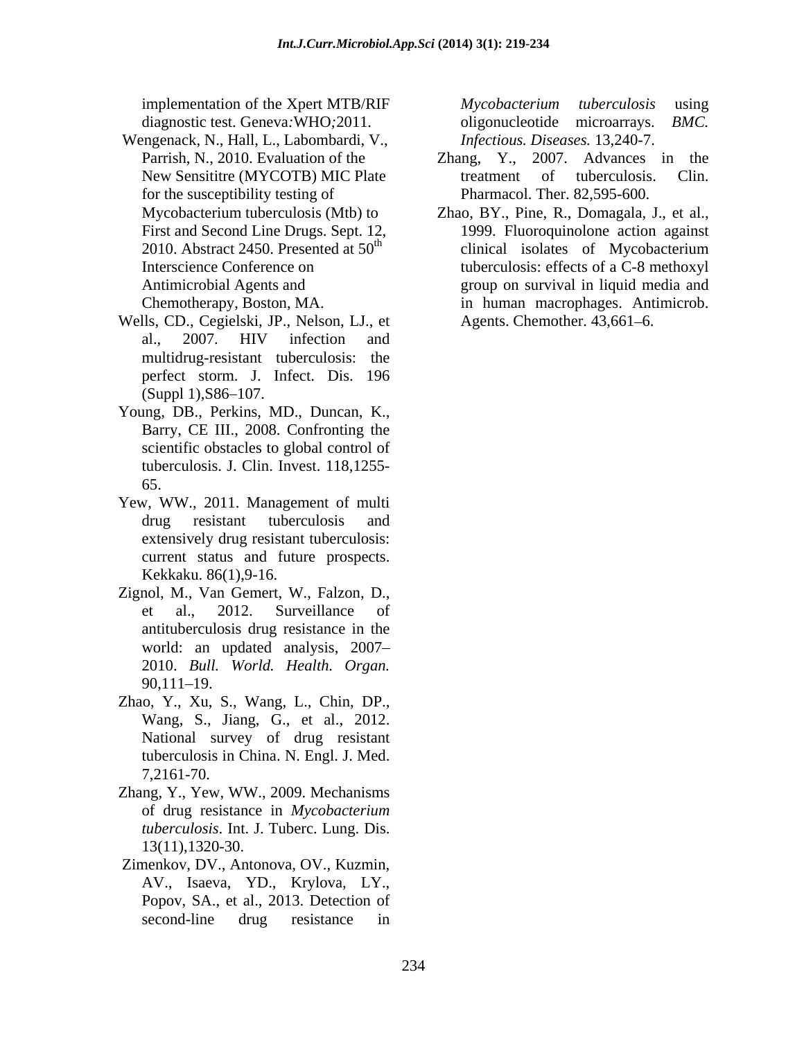implementation of the Xpert MTB/RIF diagnostic test. Geneva*:*WHO*;*2011.

Wengenack, N., Hall, L., Labombardi, V., Parrish, N., 2010. Evaluation of the New Sensititre (MYCOTB) MIC Plate for the susceptibility testing of Mycobacterium tuberculosis (Mtb) to First and Second Line Drugs. Sept. 12, 2010. Abstract 2450. Presented at 50[th] Interscience Conference on Antimicrobial Agents and Chemotherapy, Boston, MA.

Wells, CD., Cegielski, JP., Nelson, LJ., et al., 2007. HIV infection and multidrug-resistant tuberculosis: the perfect storm. J. Infect. Dis. 196 (Suppl 1),S86–107.

Young, DB., Perkins, MD., Duncan, K., Barry, CE III., 2008. Confronting the scientific obstacles to global control of tuberculosis. J. Clin. Invest. 118,1255-65.

Yew, WW., 2011. Management of multi drug resistant tuberculosis and extensively drug resistant tuberculosis: current status and future prospects. Kekkaku. 86(1),9-16.

Zignol, M., Van Gemert, W., Falzon, D., et al., 2012. Surveillance of antituberculosis drug resistance in the world: an updated analysis, 2007–2010. *Bull. World. Health. Organ.* 90,111–19.

Zhao, Y., Xu, S., Wang, L., Chin, DP., Wang, S., Jiang, G., et al., 2012. National survey of drug resistant tuberculosis in China. N. Engl. J. Med. 7,2161-70.

Zhang, Y., Yew, WW., 2009. Mechanisms of drug resistance in *Mycobacterium tuberculosis*. Int. J. Tuberc. Lung. Dis. 13(11),1320-30.

Zimenkov, DV., Antonova, OV., Kuzmin, AV., Isaeva, YD., Krylova, LY., Popov, SA., et al., 2013. Detection of second-line drug resistance in *Mycobacterium tuberculosis* using oligonucleotide microarrays. *BMC. Infectious. Diseases.* 13,240-7.

Zhang, Y., 2007. Advances in the treatment of tuberculosis. Clin. Pharmacol. Ther. 82,595-600.

Zhao, BY., Pine, R., Domagala, J., et al., 1999. Fluoroquinolone action against clinical isolates of Mycobacterium tuberculosis: effects of a C-8 methoxyl group on survival in liquid media and in human macrophages. Antimicrob. Agents. Chemother. 43,661–6.